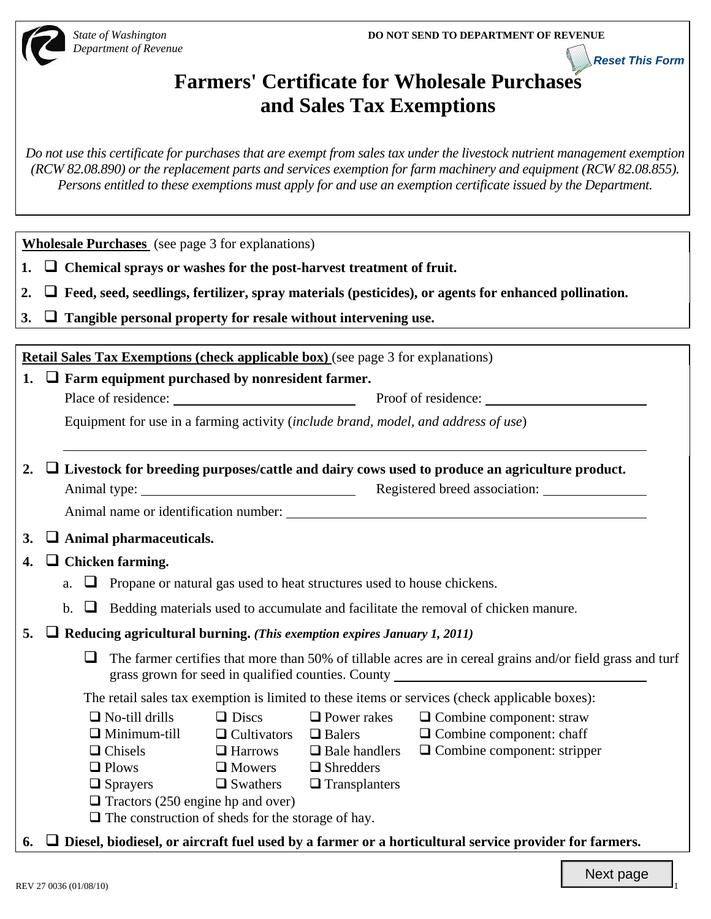State of Washington
Department of Revenue

**DO NOT SEND TO DEPARTMENT OF REVENUE**

# Farmers' Certificate for Wholesale Purchases and Sales Tax Exemptions

*Do not use this certificate for purchases that are exempt from sales tax under the livestock nutrient management exemption (RCW 82.08.890) or the replacement parts and services exemption for farm machinery and equipment (RCW 82.08.855). Persons entitled to these exemptions must apply for and use an exemption certificate issued by the Department.*

**Wholesale Purchases** (see page 3 for explanations)

1. ☐ **Chemical sprays or washes for the post-harvest treatment of fruit.**
2. ☐ **Feed, seed, seedlings, fertilizer, spray materials (pesticides), or agents for enhanced pollination.**
3. ☐ **Tangible personal property for resale without intervening use.**

**Retail Sales Tax Exemptions (check applicable box)** (see page 3 for explanations)

1. ☐ **Farm equipment purchased by nonresident farmer.**

   Place of residence: ____________________ Proof of residence: ____________________

   Equipment for use in a farming activity (*include brand, model, and address of use*)

   ________________________________________

2. ☐ **Livestock for breeding purposes/cattle and dairy cows used to produce an agriculture product.**

   Animal type: ____________________ Registered breed association: ____________________

   Animal name or identification number: ____________________

3. ☐ **Animal pharmaceuticals.**

4. ☐ **Chicken farming.**

   a. ☐ Propane or natural gas used to heat structures used to house chickens.

   b. ☐ Bedding materials used to accumulate and facilitate the removal of chicken manure.

5. ☐ **Reducing agricultural burning.** ***(This exemption expires January 1, 2011)***

   ☐ The farmer certifies that more than 50% of tillable acres are in cereal grains and/or field grass and turf grass grown for seed in qualified counties. County ____________________

   The retail sales tax exemption is limited to these items or services (check applicable boxes):

   ☐ No-till drills
   ☐ Minimum-till
   ☐ Chisels
   ☐ Plows
   ☐ Sprayers
   ☐ Discs
   ☐ Cultivators
   ☐ Harrows
   ☐ Mowers
   ☐ Swathers
   ☐ Power rakes
   ☐ Balers
   ☐ Bale handlers
   ☐ Shredders
   ☐ Transplanters
   ☐ Combine component: straw
   ☐ Combine component: chaff
   ☐ Combine component: stripper
   ☐ Tractors (250 engine hp and over)
   ☐ The construction of sheds for the storage of hay.

6. ☐ **Diesel, biodiesel, or aircraft fuel used by a farmer or a horticultural service provider for farmers.**

REV 27 0036 (01/08/10)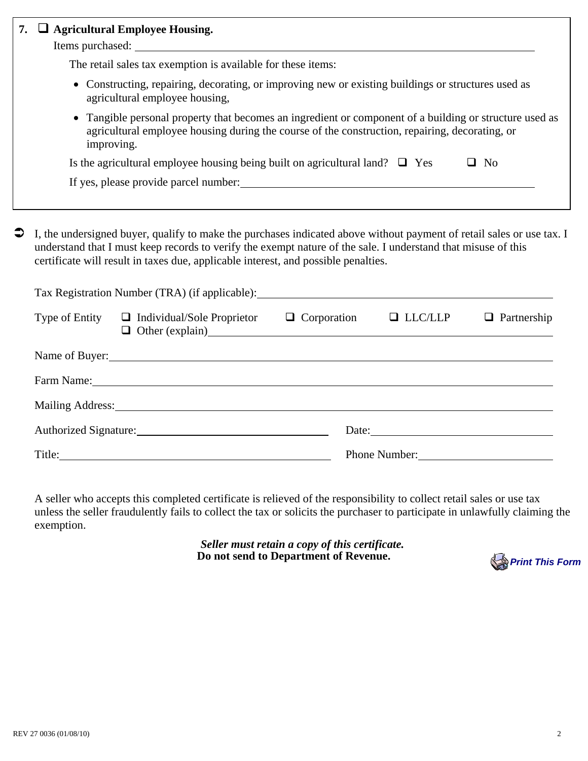**7. ☐ Agricultural Employee Housing.**

Items purchased: ______________________________________________

The retail sales tax exemption is available for these items:

- Constructing, repairing, decorating, or improving new or existing buildings or structures used as agricultural employee housing,
- Tangible personal property that becomes an ingredient or component of a building or structure used as agricultural employee housing during the course of the construction, repairing, decorating, or improving.

Is the agricultural employee housing being built on agricultural land? ☐ Yes ☐ No

If yes, please provide parcel number: ______________________________________________

I, the undersigned buyer, qualify to make the purchases indicated above without payment of retail sales or use tax. I understand that I must keep records to verify the exempt nature of the sale. I understand that misuse of this certificate will result in taxes due, applicable interest, and possible penalties.

Tax Registration Number (TRA) (if applicable): ______________________________________________

Type of Entity ☐ Individual/Sole Proprietor ☐ Corporation ☐ LLC/LLP ☐ Partnership ☐ Other (explain) ______________________________________________

Name of Buyer: ______________________________________________

Farm Name: ______________________________________________

Mailing Address: ______________________________________________

Authorized Signature: ______________________________ Date: ______________________________

Title: ______________________________ Phone Number: ______________________________

A seller who accepts this completed certificate is relieved of the responsibility to collect retail sales or use tax unless the seller fraudulently fails to collect the tax or solicits the purchaser to participate in unlawfully claiming the exemption.

***Seller must retain a copy of this certificate.***
**Do not send to Department of Revenue.**

REV 27 0036 (01/08/10)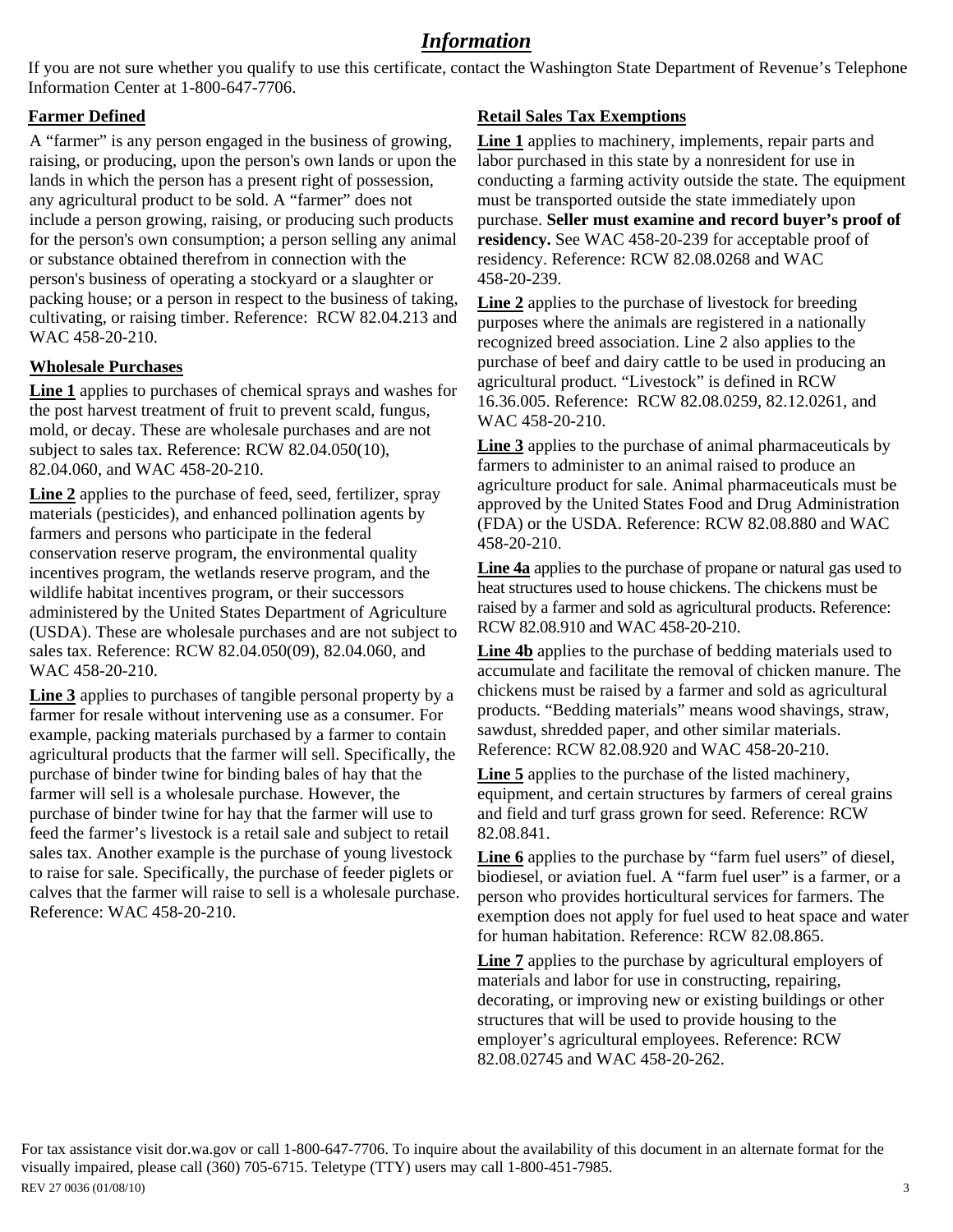# *Information*

If you are not sure whether you qualify to use this certificate, contact the Washington State Department of Revenue's Telephone Information Center at 1-800-647-7706.

## Farmer Defined

A "farmer" is any person engaged in the business of growing, raising, or producing, upon the person's own lands or upon the lands in which the person has a present right of possession, any agricultural product to be sold. A "farmer" does not include a person growing, raising, or producing such products for the person's own consumption; a person selling any animal or substance obtained therefrom in connection with the person's business of operating a stockyard or a slaughter or packing house; or a person in respect to the business of taking, cultivating, or raising timber. Reference: RCW 82.04.213 and WAC 458-20-210.

## Wholesale Purchases

**Line 1** applies to purchases of chemical sprays and washes for the post harvest treatment of fruit to prevent scald, fungus, mold, or decay. These are wholesale purchases and are not subject to sales tax. Reference: RCW 82.04.050(10), 82.04.060, and WAC 458-20-210.

**Line 2** applies to the purchase of feed, seed, fertilizer, spray materials (pesticides), and enhanced pollination agents by farmers and persons who participate in the federal conservation reserve program, the environmental quality incentives program, the wetlands reserve program, and the wildlife habitat incentives program, or their successors administered by the United States Department of Agriculture (USDA). These are wholesale purchases and are not subject to sales tax. Reference: RCW 82.04.050(09), 82.04.060, and WAC 458-20-210.

**Line 3** applies to purchases of tangible personal property by a farmer for resale without intervening use as a consumer. For example, packing materials purchased by a farmer to contain agricultural products that the farmer will sell. Specifically, the purchase of binder twine for binding bales of hay that the farmer will sell is a wholesale purchase. However, the purchase of binder twine for hay that the farmer will use to feed the farmer's livestock is a retail sale and subject to retail sales tax. Another example is the purchase of young livestock to raise for sale. Specifically, the purchase of feeder piglets or calves that the farmer will raise to sell is a wholesale purchase. Reference: WAC 458-20-210.

## Retail Sales Tax Exemptions

**Line 1** applies to machinery, implements, repair parts and labor purchased in this state by a nonresident for use in conducting a farming activity outside the state. The equipment must be transported outside the state immediately upon purchase. **Seller must examine and record buyer's proof of residency.** See WAC 458-20-239 for acceptable proof of residency. Reference: RCW 82.08.0268 and WAC 458-20-239.

**Line 2** applies to the purchase of livestock for breeding purposes where the animals are registered in a nationally recognized breed association. Line 2 also applies to the purchase of beef and dairy cattle to be used in producing an agricultural product. "Livestock" is defined in RCW 16.36.005. Reference: RCW 82.08.0259, 82.12.0261, and WAC 458-20-210.

**Line 3** applies to the purchase of animal pharmaceuticals by farmers to administer to an animal raised to produce an agriculture product for sale. Animal pharmaceuticals must be approved by the United States Food and Drug Administration (FDA) or the USDA. Reference: RCW 82.08.880 and WAC 458-20-210.

**Line 4a** applies to the purchase of propane or natural gas used to heat structures used to house chickens. The chickens must be raised by a farmer and sold as agricultural products. Reference: RCW 82.08.910 and WAC 458-20-210.

**Line 4b** applies to the purchase of bedding materials used to accumulate and facilitate the removal of chicken manure. The chickens must be raised by a farmer and sold as agricultural products. "Bedding materials" means wood shavings, straw, sawdust, shredded paper, and other similar materials. Reference: RCW 82.08.920 and WAC 458-20-210.

**Line 5** applies to the purchase of the listed machinery, equipment, and certain structures by farmers of cereal grains and field and turf grass grown for seed. Reference: RCW 82.08.841.

**Line 6** applies to the purchase by "farm fuel users" of diesel, biodiesel, or aviation fuel. A "farm fuel user" is a farmer, or a person who provides horticultural services for farmers. The exemption does not apply for fuel used to heat space and water for human habitation. Reference: RCW 82.08.865.

**Line 7** applies to the purchase by agricultural employers of materials and labor for use in constructing, repairing, decorating, or improving new or existing buildings or other structures that will be used to provide housing to the employer's agricultural employees. Reference: RCW 82.08.02745 and WAC 458-20-262.

For tax assistance visit dor.wa.gov or call 1-800-647-7706. To inquire about the availability of this document in an alternate format for the visually impaired, please call (360) 705-6715. Teletype (TTY) users may call 1-800-451-7985.

REV 27 0036 (01/08/10)